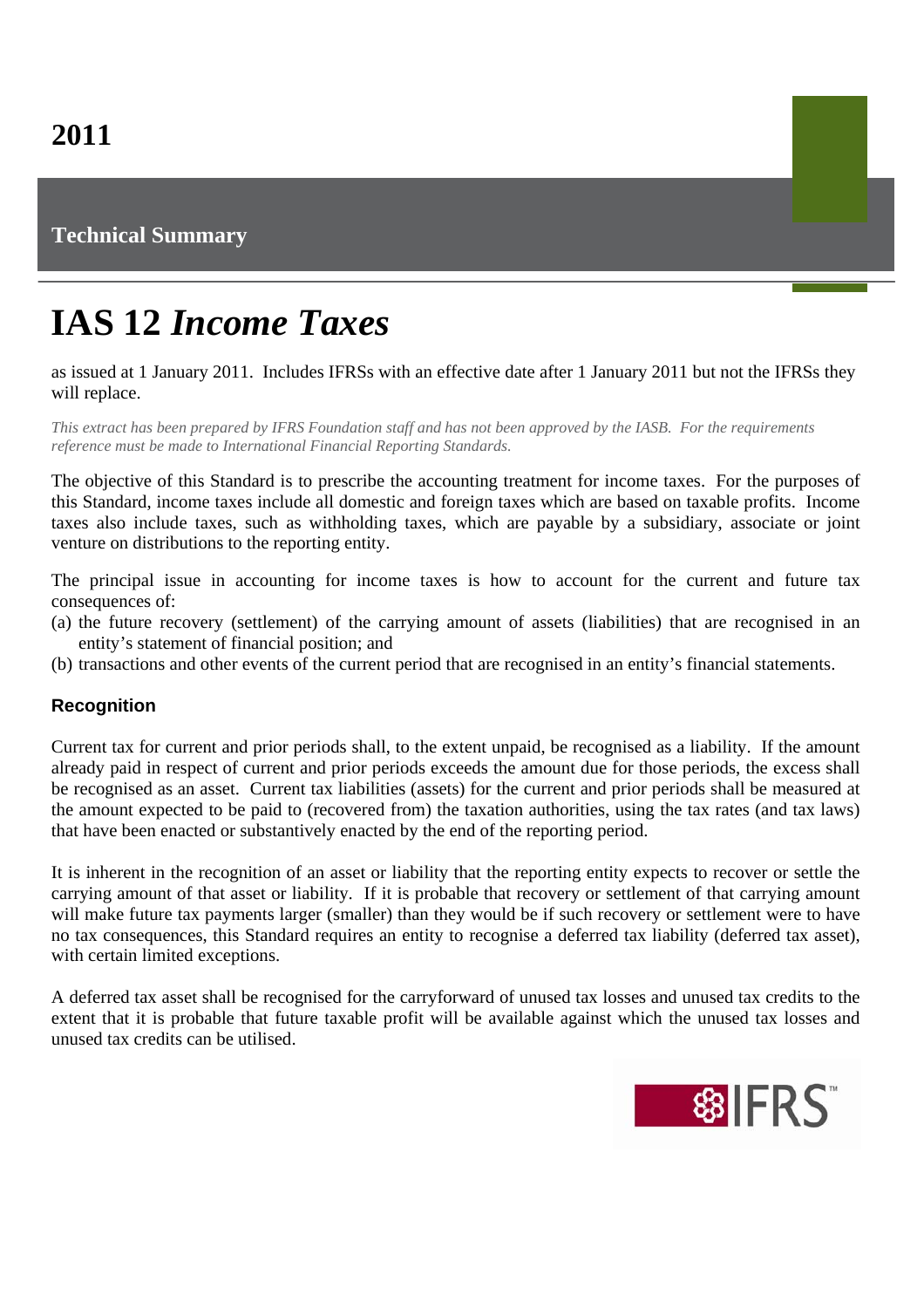2011

Technical Summary

# IAS 12 *Income Taxes*

as issued at 1 January 2011. Includes IFRSs with an effective date after 1 January 2011 but not the IFRSs they will replace.

*This extract has been prepared by IFRS Foundation staff and has not been approved by the IASB. For the requirements reference must be made to International Financial Reporting Standards.*

The objective of this Standard is to prescribe the accounting treatment for income taxes. For the purposes of this Standard, income taxes include all domestic and foreign taxes which are based on taxable profits. Income taxes also include taxes, such as withholding taxes, which are payable by a subsidiary, associate or joint venture on distributions to the reporting entity.

The principal issue in accounting for income taxes is how to account for the current and future tax consequences of:

(a) the future recovery (settlement) of the carrying amount of assets (liabilities) that are recognised in an entity's statement of financial position; and
(b) transactions and other events of the current period that are recognised in an entity's financial statements.

## Recognition

Current tax for current and prior periods shall, to the extent unpaid, be recognised as a liability. If the amount already paid in respect of current and prior periods exceeds the amount due for those periods, the excess shall be recognised as an asset. Current tax liabilities (assets) for the current and prior periods shall be measured at the amount expected to be paid to (recovered from) the taxation authorities, using the tax rates (and tax laws) that have been enacted or substantively enacted by the end of the reporting period.

It is inherent in the recognition of an asset or liability that the reporting entity expects to recover or settle the carrying amount of that asset or liability. If it is probable that recovery or settlement of that carrying amount will make future tax payments larger (smaller) than they would be if such recovery or settlement were to have no tax consequences, this Standard requires an entity to recognise a deferred tax liability (deferred tax asset), with certain limited exceptions.

A deferred tax asset shall be recognised for the carryforward of unused tax losses and unused tax credits to the extent that it is probable that future taxable profit will be available against which the unused tax losses and unused tax credits can be utilised.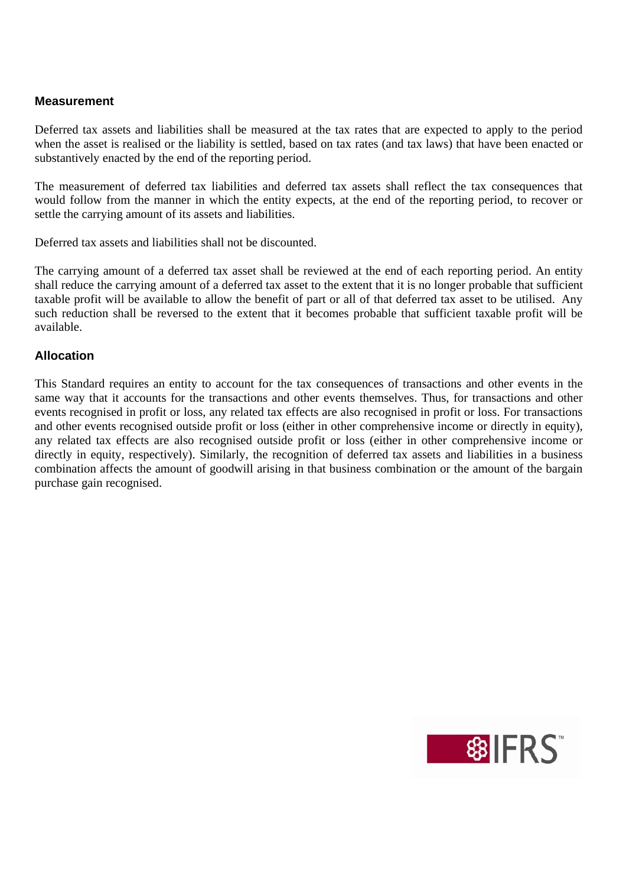## Measurement

Deferred tax assets and liabilities shall be measured at the tax rates that are expected to apply to the period when the asset is realised or the liability is settled, based on tax rates (and tax laws) that have been enacted or substantively enacted by the end of the reporting period.

The measurement of deferred tax liabilities and deferred tax assets shall reflect the tax consequences that would follow from the manner in which the entity expects, at the end of the reporting period, to recover or settle the carrying amount of its assets and liabilities.

Deferred tax assets and liabilities shall not be discounted.

The carrying amount of a deferred tax asset shall be reviewed at the end of each reporting period. An entity shall reduce the carrying amount of a deferred tax asset to the extent that it is no longer probable that sufficient taxable profit will be available to allow the benefit of part or all of that deferred tax asset to be utilised. Any such reduction shall be reversed to the extent that it becomes probable that sufficient taxable profit will be available.

## Allocation

This Standard requires an entity to account for the tax consequences of transactions and other events in the same way that it accounts for the transactions and other events themselves. Thus, for transactions and other events recognised in profit or loss, any related tax effects are also recognised in profit or loss. For transactions and other events recognised outside profit or loss (either in other comprehensive income or directly in equity), any related tax effects are also recognised outside profit or loss (either in other comprehensive income or directly in equity, respectively). Similarly, the recognition of deferred tax assets and liabilities in a business combination affects the amount of goodwill arising in that business combination or the amount of the bargain purchase gain recognised.